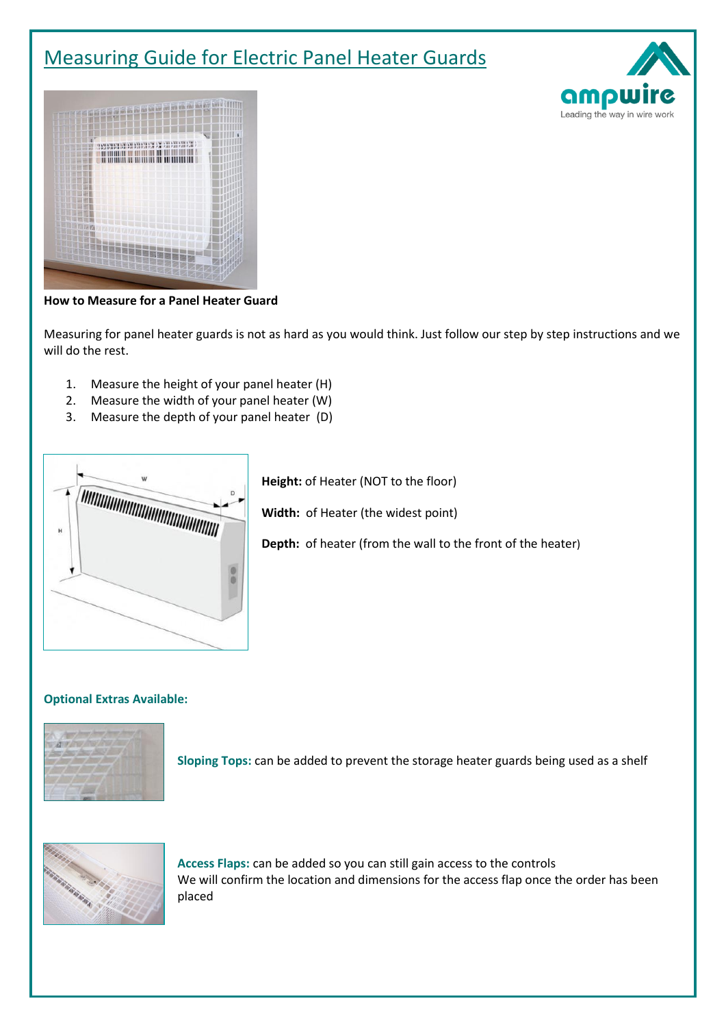# Measuring Guide for Electric Panel Heater Guards

**How to Measure for a Panel Heater Guard**

Measuring for panel heater guards is not as hard as you would think. Just follow our step by step instructions and we will do the rest.

1. Measure the height of your panel heater (H)
2. Measure the width of your panel heater (W)
3. Measure the depth of your panel heater (D)

**Height:** of Heater (NOT to the floor)

**Width:** of Heater (the widest point)

**Depth:** of heater (from the wall to the front of the heater)

**Optional Extras Available:**

**Sloping Tops:** can be added to prevent the storage heater guards being used as a shelf

**Access Flaps:** can be added so you can still gain access to the controls
We will confirm the location and dimensions for the access flap once the order has been placed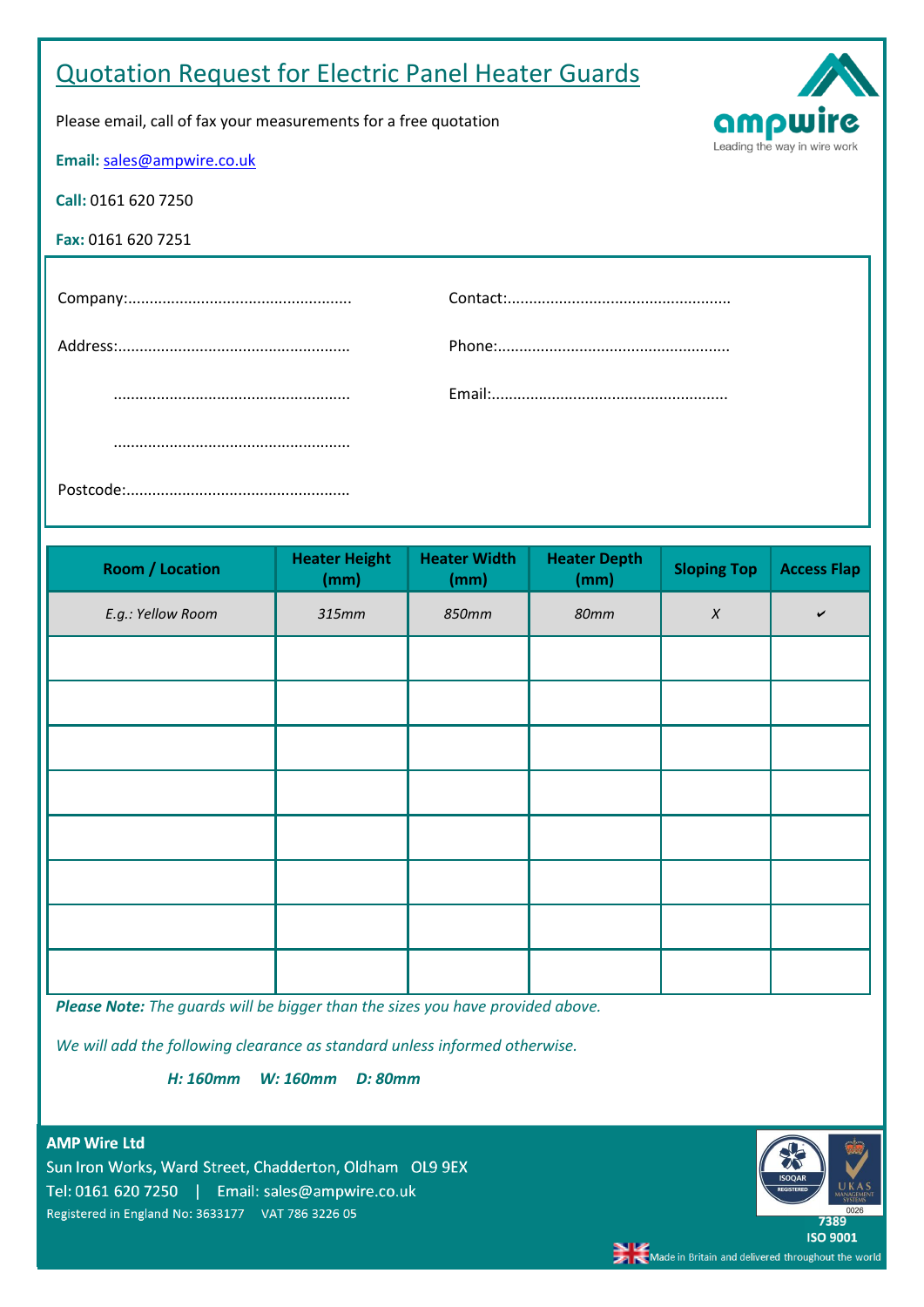# Quotation Request for Electric Panel Heater Guards

Please email, call of fax your measurements for a free quotation

**Email:** sales@ampwire.co.uk

**Call:** 0161 620 7250

**Fax:** 0161 620 7251

ampwire
Leading the way in wire work

Company:....................................................

Contact:....................................................

Address:....................................................

Phone:....................................................

....................................................

Email:....................................................

....................................................

Postcode:....................................................

| Room / Location | Heater Height (mm) | Heater Width (mm) | Heater Depth (mm) | Sloping Top | Access Flap |
|---|---|---|---|---|---|
| *E.g.: Yellow Room* | *315mm* | *850mm* | *80mm* | *X* | ✔ |
| | | | | | |
| | | | | | |
| | | | | | |
| | | | | | |
| | | | | | |
| | | | | | |
| | | | | | |
| | | | | | |

***Please Note:*** *The guards will be bigger than the sizes you have provided above.*

*We will add the following clearance as standard unless informed otherwise.*

***H: 160mm W: 160mm D: 80mm***

**AMP Wire Ltd**
Sun Iron Works, Ward Street, Chadderton, Oldham OL9 9EX
Tel: 0161 620 7250 | Email: sales@ampwire.co.uk
Registered in England No: 3633177 VAT 786 3226 05

ISOQAR REGISTERED
UKAS MANAGEMENT SYSTEMS 0026
7389
ISO 9001

Made in Britain and delivered throughout the world